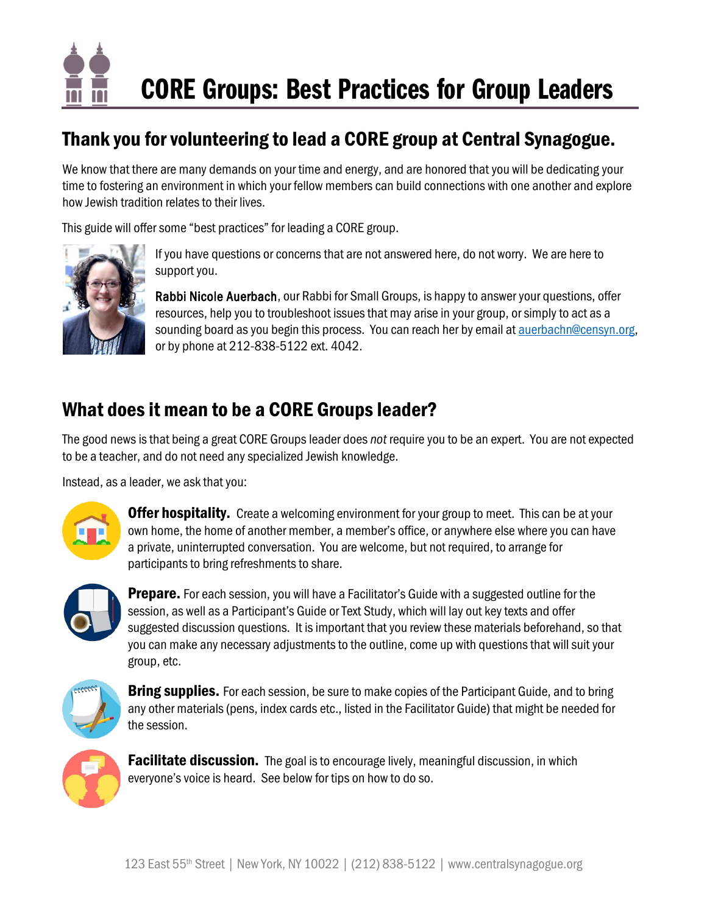# CORE Groups: Best Practices for Group Leaders

## Thank you for volunteering to lead a CORE group at Central Synagogue.

We know that there are many demands on your time and energy, and are honored that you will be dedicating your time to fostering an environment in which your fellow members can build connections with one another and explore how Jewish tradition relates to their lives.

This guide will offer some "best practices" for leading a CORE group.

If you have questions or concerns that are not answered here, do not worry. We are here to support you.

**Rabbi Nicole Auerbach**, our Rabbi for Small Groups, is happy to answer your questions, offer resources, help you to troubleshoot issues that may arise in your group, or simply to act as a sounding board as you begin this process. You can reach her by email at auerbachn@censyn.org, or by phone at 212-838-5122 ext. 4042.

## What does it mean to be a CORE Groups leader?

The good news is that being a great CORE Groups leader does *not* require you to be an expert. You are not expected to be a teacher, and do not need any specialized Jewish knowledge.

Instead, as a leader, we ask that you:

**Offer hospitality.** Create a welcoming environment for your group to meet. This can be at your own home, the home of another member, a member's office, or anywhere else where you can have a private, uninterrupted conversation. You are welcome, but not required, to arrange for participants to bring refreshments to share.

**Prepare.** For each session, you will have a Facilitator's Guide with a suggested outline for the session, as well as a Participant's Guide or Text Study, which will lay out key texts and offer suggested discussion questions. It is important that you review these materials beforehand, so that you can make any necessary adjustments to the outline, come up with questions that will suit your group, etc.

**Bring supplies.** For each session, be sure to make copies of the Participant Guide, and to bring any other materials (pens, index cards etc., listed in the Facilitator Guide) that might be needed for the session.

**Facilitate discussion.** The goal is to encourage lively, meaningful discussion, in which everyone's voice is heard. See below for tips on how to do so.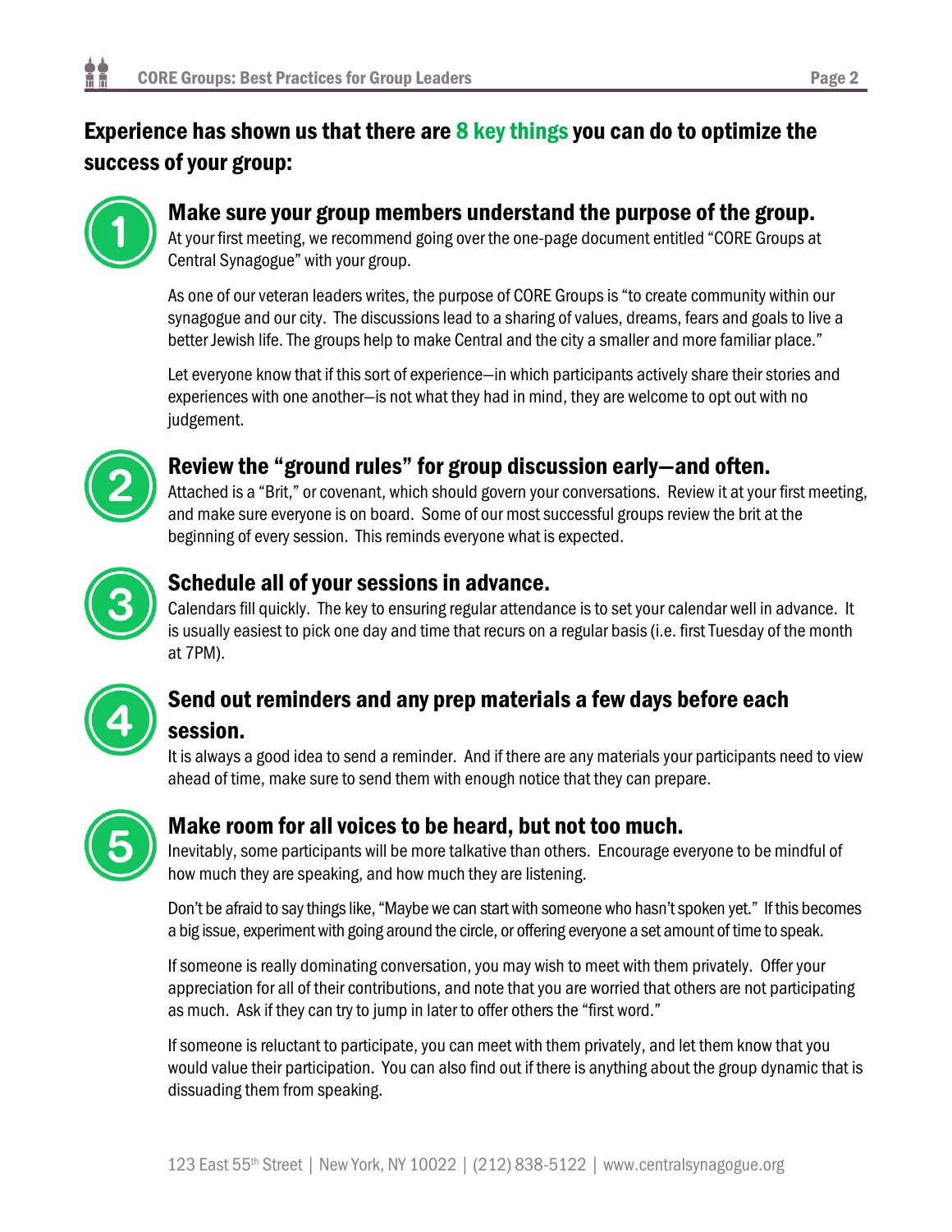## Experience has shown us that there are 8 key things you can do to optimize the success of your group:

### 1. Make sure your group members understand the purpose of the group.

At your first meeting, we recommend going over the one-page document entitled "CORE Groups at Central Synagogue" with your group.

As one of our veteran leaders writes, the purpose of CORE Groups is "to create community within our synagogue and our city. The discussions lead to a sharing of values, dreams, fears and goals to live a better Jewish life. The groups help to make Central and the city a smaller and more familiar place."

Let everyone know that if this sort of experience—in which participants actively share their stories and experiences with one another—is not what they had in mind, they are welcome to opt out with no judgement.

### 2. Review the "ground rules" for group discussion early—and often.

Attached is a "Brit," or covenant, which should govern your conversations. Review it at your first meeting, and make sure everyone is on board. Some of our most successful groups review the brit at the beginning of every session. This reminds everyone what is expected.

### 3. Schedule all of your sessions in advance.

Calendars fill quickly. The key to ensuring regular attendance is to set your calendar well in advance. It is usually easiest to pick one day and time that recurs on a regular basis (i.e. first Tuesday of the month at 7PM).

### 4. Send out reminders and any prep materials a few days before each session.

It is always a good idea to send a reminder. And if there are any materials your participants need to view ahead of time, make sure to send them with enough notice that they can prepare.

### 5. Make room for all voices to be heard, but not too much.

Inevitably, some participants will be more talkative than others. Encourage everyone to be mindful of how much they are speaking, and how much they are listening.

Don't be afraid to say things like, "Maybe we can start with someone who hasn't spoken yet." If this becomes a big issue, experiment with going around the circle, or offering everyone a set amount of time to speak.

If someone is really dominating conversation, you may wish to meet with them privately. Offer your appreciation for all of their contributions, and note that you are worried that others are not participating as much. Ask if they can try to jump in later to offer others the "first word."

If someone is reluctant to participate, you can meet with them privately, and let them know that you would value their participation. You can also find out if there is anything about the group dynamic that is dissuading them from speaking.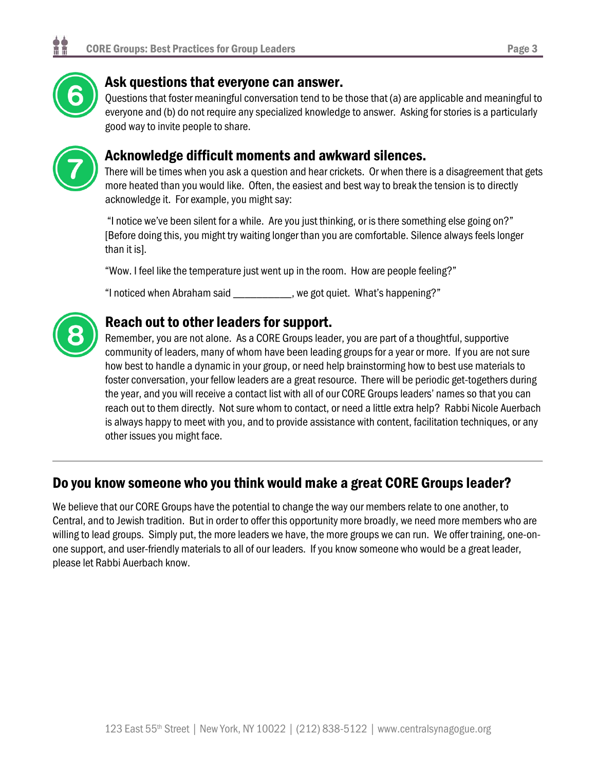### 6. Ask questions that everyone can answer.

Questions that foster meaningful conversation tend to be those that (a) are applicable and meaningful to everyone and (b) do not require any specialized knowledge to answer. Asking for stories is a particularly good way to invite people to share.

### 7. Acknowledge difficult moments and awkward silences.

There will be times when you ask a question and hear crickets. Or when there is a disagreement that gets more heated than you would like. Often, the easiest and best way to break the tension is to directly acknowledge it. For example, you might say:

"I notice we've been silent for a while. Are you just thinking, or is there something else going on?" [Before doing this, you might try waiting longer than you are comfortable. Silence always feels longer than it is].

"Wow. I feel like the temperature just went up in the room. How are people feeling?"

"I noticed when Abraham said ___________, we got quiet. What's happening?"

### 8. Reach out to other leaders for support.

Remember, you are not alone. As a CORE Groups leader, you are part of a thoughtful, supportive community of leaders, many of whom have been leading groups for a year or more. If you are not sure how best to handle a dynamic in your group, or need help brainstorming how to best use materials to foster conversation, your fellow leaders are a great resource. There will be periodic get-togethers during the year, and you will receive a contact list with all of our CORE Groups leaders' names so that you can reach out to them directly. Not sure whom to contact, or need a little extra help? Rabbi Nicole Auerbach is always happy to meet with you, and to provide assistance with content, facilitation techniques, or any other issues you might face.

---

## Do you know someone who you think would make a great CORE Groups leader?

We believe that our CORE Groups have the potential to change the way our members relate to one another, to Central, and to Jewish tradition. But in order to offer this opportunity more broadly, we need more members who are willing to lead groups. Simply put, the more leaders we have, the more groups we can run. We offer training, one-on-one support, and user-friendly materials to all of our leaders. If you know someone who would be a great leader, please let Rabbi Auerbach know.